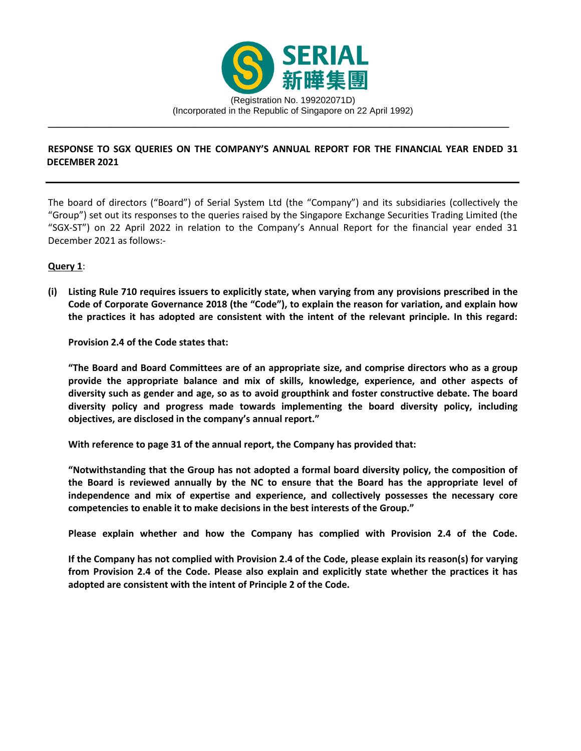**SERIAL**
**新嘩集團**

(Registration No. 199202071D)
(Incorporated in the Republic of Singapore on 22 April 1992)

---

**RESPONSE TO SGX QUERIES ON THE COMPANY'S ANNUAL REPORT FOR THE FINANCIAL YEAR ENDED 31 DECEMBER 2021**

---

The board of directors ("Board") of Serial System Ltd (the "Company") and its subsidiaries (collectively the "Group") set out its responses to the queries raised by the Singapore Exchange Securities Trading Limited (the "SGX-ST") on 22 April 2022 in relation to the Company's Annual Report for the financial year ended 31 December 2021 as follows:-

**<u>Query 1</u>**:

**(i) Listing Rule 710 requires issuers to explicitly state, when varying from any provisions prescribed in the Code of Corporate Governance 2018 (the "Code"), to explain the reason for variation, and explain how the practices it has adopted are consistent with the intent of the relevant principle. In this regard:**

**Provision 2.4 of the Code states that:**

**"The Board and Board Committees are of an appropriate size, and comprise directors who as a group provide the appropriate balance and mix of skills, knowledge, experience, and other aspects of diversity such as gender and age, so as to avoid groupthink and foster constructive debate. The board diversity policy and progress made towards implementing the board diversity policy, including objectives, are disclosed in the company's annual report."**

**With reference to page 31 of the annual report, the Company has provided that:**

**"Notwithstanding that the Group has not adopted a formal board diversity policy, the composition of the Board is reviewed annually by the NC to ensure that the Board has the appropriate level of independence and mix of expertise and experience, and collectively possesses the necessary core competencies to enable it to make decisions in the best interests of the Group."**

**Please explain whether and how the Company has complied with Provision 2.4 of the Code.**

**If the Company has not complied with Provision 2.4 of the Code, please explain its reason(s) for varying from Provision 2.4 of the Code. Please also explain and explicitly state whether the practices it has adopted are consistent with the intent of Principle 2 of the Code.**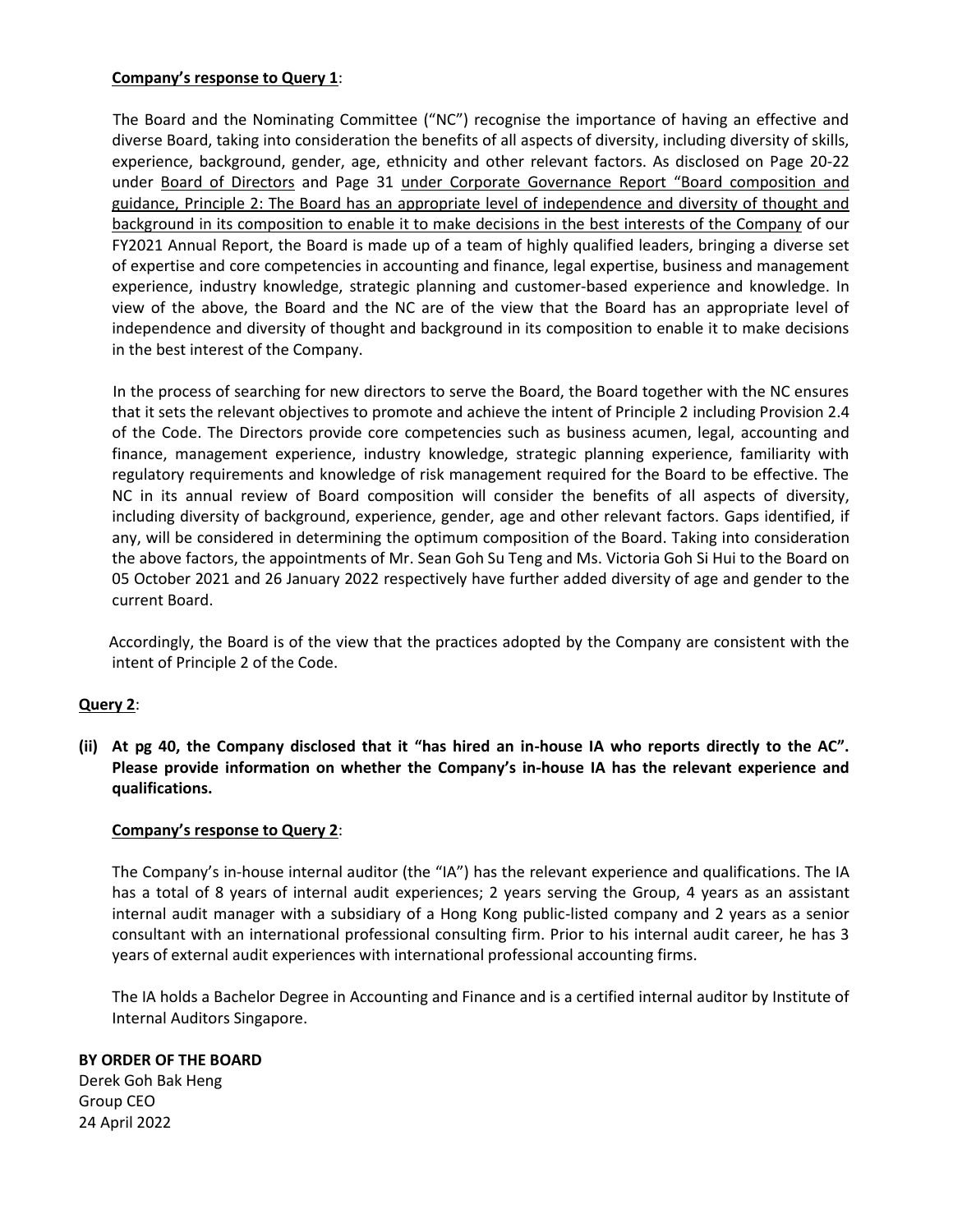**Company's response to Query 1**:

The Board and the Nominating Committee ("NC") recognise the importance of having an effective and diverse Board, taking into consideration the benefits of all aspects of diversity, including diversity of skills, experience, background, gender, age, ethnicity and other relevant factors. As disclosed on Page 20-22 under Board of Directors and Page 31 under Corporate Governance Report "Board composition and guidance, Principle 2: The Board has an appropriate level of independence and diversity of thought and background in its composition to enable it to make decisions in the best interests of the Company of our FY2021 Annual Report, the Board is made up of a team of highly qualified leaders, bringing a diverse set of expertise and core competencies in accounting and finance, legal expertise, business and management experience, industry knowledge, strategic planning and customer-based experience and knowledge. In view of the above, the Board and the NC are of the view that the Board has an appropriate level of independence and diversity of thought and background in its composition to enable it to make decisions in the best interest of the Company.

In the process of searching for new directors to serve the Board, the Board together with the NC ensures that it sets the relevant objectives to promote and achieve the intent of Principle 2 including Provision 2.4 of the Code. The Directors provide core competencies such as business acumen, legal, accounting and finance, management experience, industry knowledge, strategic planning experience, familiarity with regulatory requirements and knowledge of risk management required for the Board to be effective. The NC in its annual review of Board composition will consider the benefits of all aspects of diversity, including diversity of background, experience, gender, age and other relevant factors. Gaps identified, if any, will be considered in determining the optimum composition of the Board. Taking into consideration the above factors, the appointments of Mr. Sean Goh Su Teng and Ms. Victoria Goh Si Hui to the Board on 05 October 2021 and 26 January 2022 respectively have further added diversity of age and gender to the current Board.

Accordingly, the Board is of the view that the practices adopted by the Company are consistent with the intent of Principle 2 of the Code.

**Query 2**:

**(ii) At pg 40, the Company disclosed that it "has hired an in-house IA who reports directly to the AC". Please provide information on whether the Company's in-house IA has the relevant experience and qualifications.**

**Company's response to Query 2**:

The Company's in-house internal auditor (the "IA") has the relevant experience and qualifications. The IA has a total of 8 years of internal audit experiences; 2 years serving the Group, 4 years as an assistant internal audit manager with a subsidiary of a Hong Kong public-listed company and 2 years as a senior consultant with an international professional consulting firm. Prior to his internal audit career, he has 3 years of external audit experiences with international professional accounting firms.

The IA holds a Bachelor Degree in Accounting and Finance and is a certified internal auditor by Institute of Internal Auditors Singapore.

**BY ORDER OF THE BOARD**
Derek Goh Bak Heng
Group CEO
24 April 2022